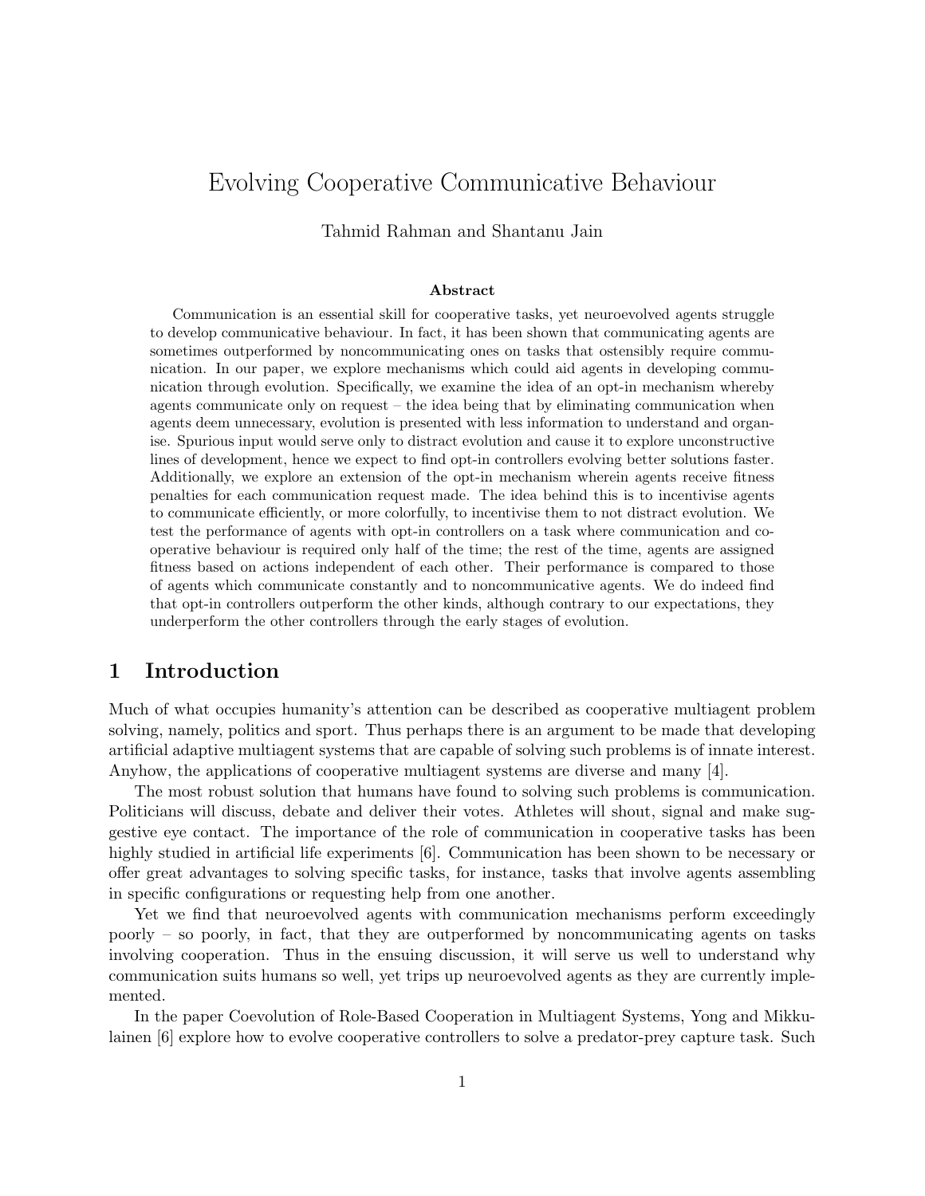# Evolving Cooperative Communicative Behaviour

Tahmid Rahman and Shantanu Jain

### Abstract

Communication is an essential skill for cooperative tasks, yet neuroevolved agents struggle to develop communicative behaviour. In fact, it has been shown that communicating agents are sometimes outperformed by noncommunicating ones on tasks that ostensibly require communication. In our paper, we explore mechanisms which could aid agents in developing communication through evolution. Specifically, we examine the idea of an opt-in mechanism whereby agents communicate only on request – the idea being that by eliminating communication when agents deem unnecessary, evolution is presented with less information to understand and organise. Spurious input would serve only to distract evolution and cause it to explore unconstructive lines of development, hence we expect to find opt-in controllers evolving better solutions faster. Additionally, we explore an extension of the opt-in mechanism wherein agents receive fitness penalties for each communication request made. The idea behind this is to incentivise agents to communicate efficiently, or more colorfully, to incentivise them to not distract evolution. We test the performance of agents with opt-in controllers on a task where communication and cooperative behaviour is required only half of the time; the rest of the time, agents are assigned fitness based on actions independent of each other. Their performance is compared to those of agents which communicate constantly and to noncommunicative agents. We do indeed find that opt-in controllers outperform the other kinds, although contrary to our expectations, they underperform the other controllers through the early stages of evolution.

## 1 Introduction

Much of what occupies humanity's attention can be described as cooperative multiagent problem solving, namely, politics and sport. Thus perhaps there is an argument to be made that developing artificial adaptive multiagent systems that are capable of solving such problems is of innate interest. Anyhow, the applications of cooperative multiagent systems are diverse and many [4].

The most robust solution that humans have found to solving such problems is communication. Politicians will discuss, debate and deliver their votes. Athletes will shout, signal and make suggestive eye contact. The importance of the role of communication in cooperative tasks has been highly studied in artificial life experiments [6]. Communication has been shown to be necessary or offer great advantages to solving specific tasks, for instance, tasks that involve agents assembling in specific configurations or requesting help from one another.

Yet we find that neuroevolved agents with communication mechanisms perform exceedingly poorly – so poorly, in fact, that they are outperformed by noncommunicating agents on tasks involving cooperation. Thus in the ensuing discussion, it will serve us well to understand why communication suits humans so well, yet trips up neuroevolved agents as they are currently implemented.

In the paper Coevolution of Role-Based Cooperation in Multiagent Systems, Yong and Mikkulainen [6] explore how to evolve cooperative controllers to solve a predator-prey capture task. Such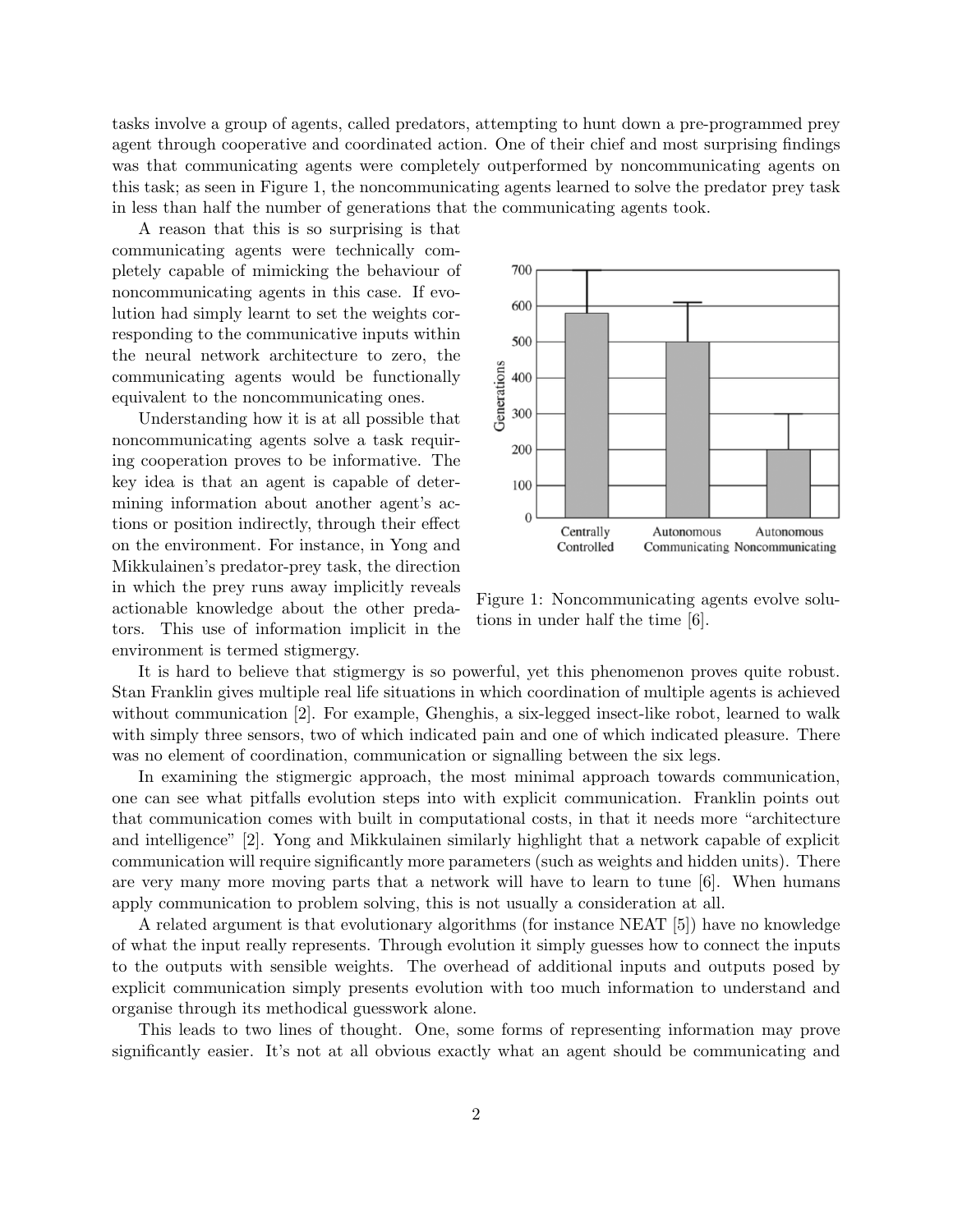tasks involve a group of agents, called predators, attempting to hunt down a pre-programmed prey agent through cooperative and coordinated action. One of their chief and most surprising findings was that communicating agents were completely outperformed by noncommunicating agents on this task; as seen in Figure 1, the noncommunicating agents learned to solve the predator prey task in less than half the number of generations that the communicating agents took.

A reason that this is so surprising is that communicating agents were technically completely capable of mimicking the behaviour of noncommunicating agents in this case. If evolution had simply learnt to set the weights corresponding to the communicative inputs within the neural network architecture to zero, the communicating agents would be functionally equivalent to the noncommunicating ones.

Understanding how it is at all possible that noncommunicating agents solve a task requiring cooperation proves to be informative. The key idea is that an agent is capable of determining information about another agent's actions or position indirectly, through their effect on the environment. For instance, in Yong and Mikkulainen's predator-prey task, the direction in which the prey runs away implicitly reveals actionable knowledge about the other predators. This use of information implicit in the environment is termed stigmergy.

Figure 1: Noncommunicating agents evolve solutions in under half the time [6].

It is hard to believe that stigmergy is so powerful, yet this phenomenon proves quite robust. Stan Franklin gives multiple real life situations in which coordination of multiple agents is achieved without communication [2]. For example, Ghenghis, a six-legged insect-like robot, learned to walk with simply three sensors, two of which indicated pain and one of which indicated pleasure. There was no element of coordination, communication or signalling between the six legs.

In examining the stigmergic approach, the most minimal approach towards communication, one can see what pitfalls evolution steps into with explicit communication. Franklin points out that communication comes with built in computational costs, in that it needs more "architecture and intelligence" [2]. Yong and Mikkulainen similarly highlight that a network capable of explicit communication will require significantly more parameters (such as weights and hidden units). There are very many more moving parts that a network will have to learn to tune [6]. When humans apply communication to problem solving, this is not usually a consideration at all.

A related argument is that evolutionary algorithms (for instance NEAT [5]) have no knowledge of what the input really represents. Through evolution it simply guesses how to connect the inputs to the outputs with sensible weights. The overhead of additional inputs and outputs posed by explicit communication simply presents evolution with too much information to understand and organise through its methodical guesswork alone.

This leads to two lines of thought. One, some forms of representing information may prove significantly easier. It's not at all obvious exactly what an agent should be communicating and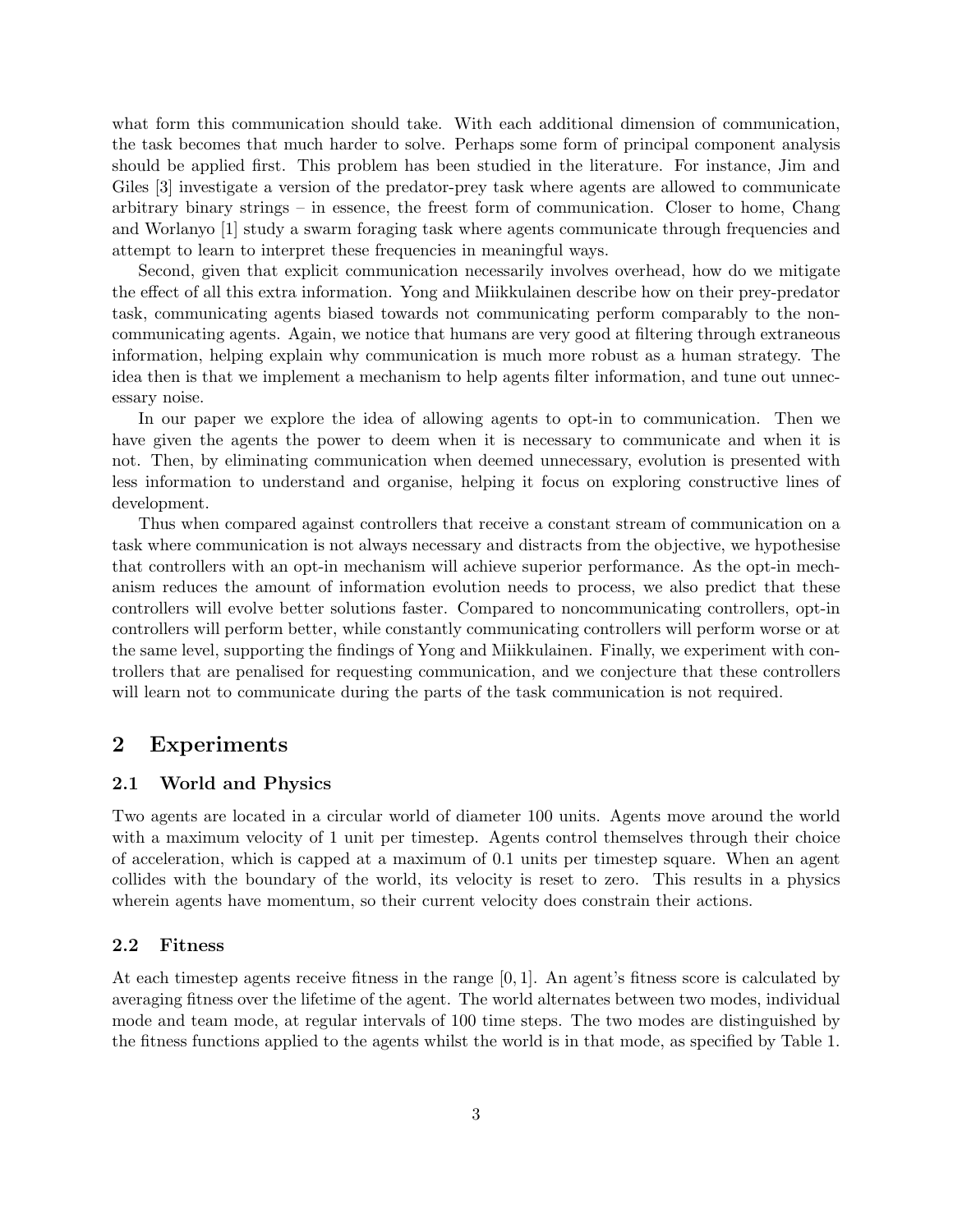what form this communication should take. With each additional dimension of communication, the task becomes that much harder to solve. Perhaps some form of principal component analysis should be applied first. This problem has been studied in the literature. For instance, Jim and Giles [3] investigate a version of the predator-prey task where agents are allowed to communicate arbitrary binary strings – in essence, the freest form of communication. Closer to home, Chang and Worlanyo [1] study a swarm foraging task where agents communicate through frequencies and attempt to learn to interpret these frequencies in meaningful ways.

Second, given that explicit communication necessarily involves overhead, how do we mitigate the effect of all this extra information. Yong and Miikkulainen describe how on their prey-predator task, communicating agents biased towards not communicating perform comparably to the non-communicating agents. Again, we notice that humans are very good at filtering through extraneous information, helping explain why communication is much more robust as a human strategy. The idea then is that we implement a mechanism to help agents filter information, and tune out unnecessary noise.

In our paper we explore the idea of allowing agents to opt-in to communication. Then we have given the agents the power to deem when it is necessary to communicate and when it is not. Then, by eliminating communication when deemed unnecessary, evolution is presented with less information to understand and organise, helping it focus on exploring constructive lines of development.

Thus when compared against controllers that receive a constant stream of communication on a task where communication is not always necessary and distracts from the objective, we hypothesise that controllers with an opt-in mechanism will achieve superior performance. As the opt-in mechanism reduces the amount of information evolution needs to process, we also predict that these controllers will evolve better solutions faster. Compared to noncommunicating controllers, opt-in controllers will perform better, while constantly communicating controllers will perform worse or at the same level, supporting the findings of Yong and Miikkulainen. Finally, we experiment with controllers that are penalised for requesting communication, and we conjecture that these controllers will learn not to communicate during the parts of the task communication is not required.

## 2 Experiments

### 2.1 World and Physics

Two agents are located in a circular world of diameter 100 units. Agents move around the world with a maximum velocity of 1 unit per timestep. Agents control themselves through their choice of acceleration, which is capped at a maximum of 0.1 units per timestep square. When an agent collides with the boundary of the world, its velocity is reset to zero. This results in a physics wherein agents have momentum, so their current velocity does constrain their actions.

### 2.2 Fitness

At each timestep agents receive fitness in the range $[0, 1]$. An agent's fitness score is calculated by averaging fitness over the lifetime of the agent. The world alternates between two modes, individual mode and team mode, at regular intervals of 100 time steps. The two modes are distinguished by the fitness functions applied to the agents whilst the world is in that mode, as specified by Table 1.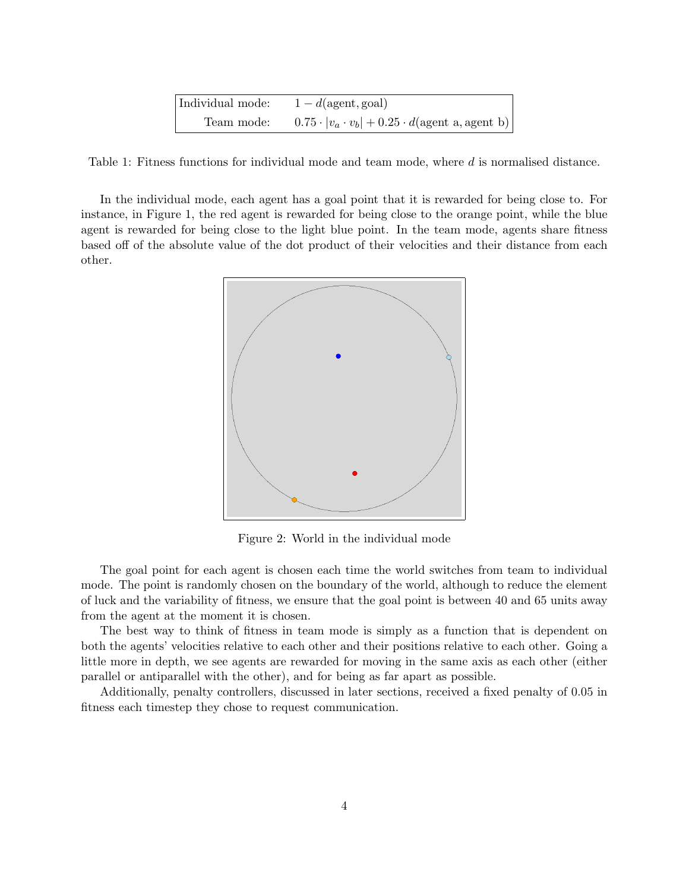| | |
|---|---|
| Individual mode: | $1 - d(\text{agent}, \text{goal})$ |
| Team mode: | $0.75 \cdot \lvert v_a \cdot v_b \rvert + 0.25 \cdot d(\text{agent a}, \text{agent b})$ |

Table 1: Fitness functions for individual mode and team mode, where $d$ is normalised distance.

In the individual mode, each agent has a goal point that it is rewarded for being close to. For instance, in Figure 1, the red agent is rewarded for being close to the orange point, while the blue agent is rewarded for being close to the light blue point. In the team mode, agents share fitness based off of the absolute value of the dot product of their velocities and their distance from each other.

Figure 2: World in the individual mode

The goal point for each agent is chosen each time the world switches from team to individual mode. The point is randomly chosen on the boundary of the world, although to reduce the element of luck and the variability of fitness, we ensure that the goal point is between 40 and 65 units away from the agent at the moment it is chosen.

The best way to think of fitness in team mode is simply as a function that is dependent on both the agents' velocities relative to each other and their positions relative to each other. Going a little more in depth, we see agents are rewarded for moving in the same axis as each other (either parallel or antiparallel with the other), and for being as far apart as possible.

Additionally, penalty controllers, discussed in later sections, received a fixed penalty of 0.05 in fitness each timestep they chose to request communication.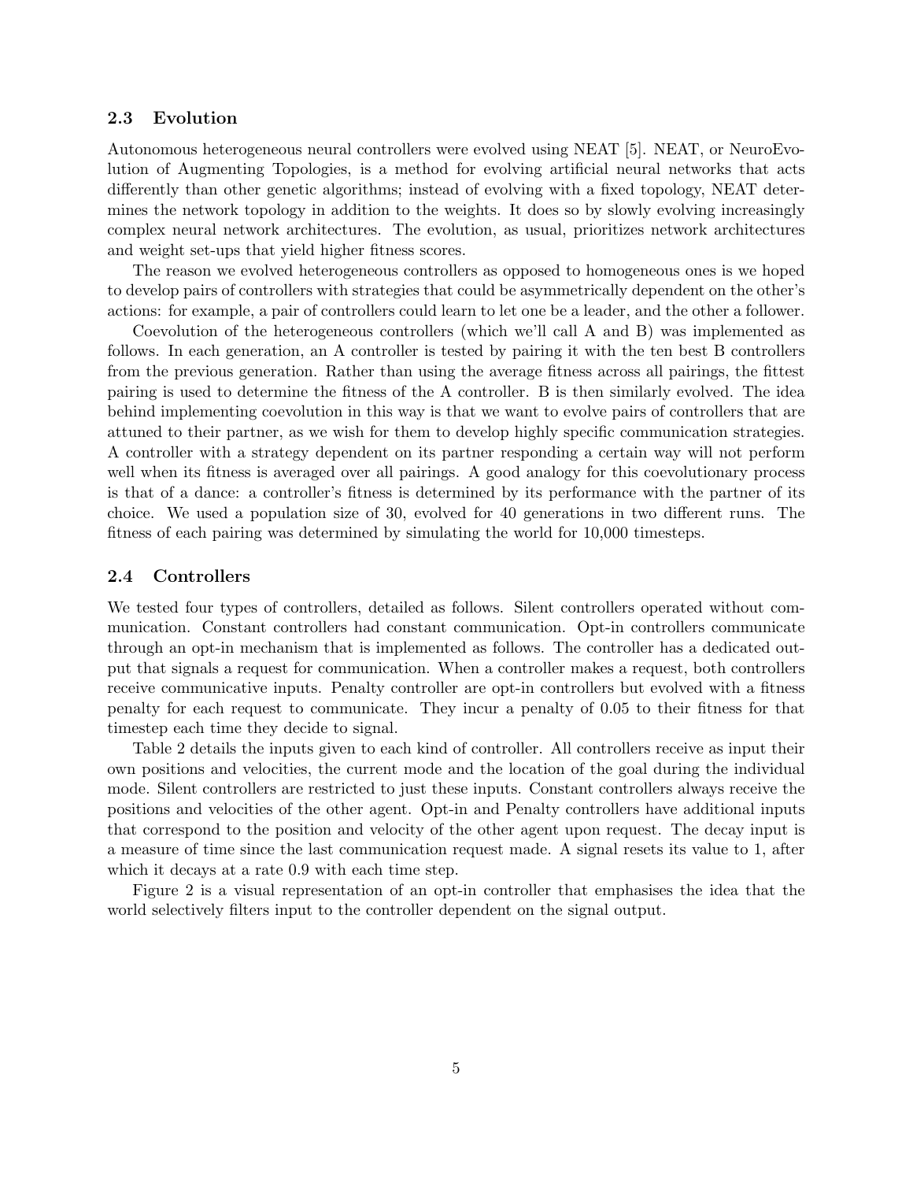### 2.3 Evolution

Autonomous heterogeneous neural controllers were evolved using NEAT [5]. NEAT, or NeuroEvolution of Augmenting Topologies, is a method for evolving artificial neural networks that acts differently than other genetic algorithms; instead of evolving with a fixed topology, NEAT determines the network topology in addition to the weights. It does so by slowly evolving increasingly complex neural network architectures. The evolution, as usual, prioritizes network architectures and weight set-ups that yield higher fitness scores.

The reason we evolved heterogeneous controllers as opposed to homogeneous ones is we hoped to develop pairs of controllers with strategies that could be asymmetrically dependent on the other's actions: for example, a pair of controllers could learn to let one be a leader, and the other a follower.

Coevolution of the heterogeneous controllers (which we'll call A and B) was implemented as follows. In each generation, an A controller is tested by pairing it with the ten best B controllers from the previous generation. Rather than using the average fitness across all pairings, the fittest pairing is used to determine the fitness of the A controller. B is then similarly evolved. The idea behind implementing coevolution in this way is that we want to evolve pairs of controllers that are attuned to their partner, as we wish for them to develop highly specific communication strategies. A controller with a strategy dependent on its partner responding a certain way will not perform well when its fitness is averaged over all pairings. A good analogy for this coevolutionary process is that of a dance: a controller's fitness is determined by its performance with the partner of its choice. We used a population size of 30, evolved for 40 generations in two different runs. The fitness of each pairing was determined by simulating the world for 10,000 timesteps.

### 2.4 Controllers

We tested four types of controllers, detailed as follows. Silent controllers operated without communication. Constant controllers had constant communication. Opt-in controllers communicate through an opt-in mechanism that is implemented as follows. The controller has a dedicated output that signals a request for communication. When a controller makes a request, both controllers receive communicative inputs. Penalty controller are opt-in controllers but evolved with a fitness penalty for each request to communicate. They incur a penalty of 0.05 to their fitness for that timestep each time they decide to signal.

Table 2 details the inputs given to each kind of controller. All controllers receive as input their own positions and velocities, the current mode and the location of the goal during the individual mode. Silent controllers are restricted to just these inputs. Constant controllers always receive the positions and velocities of the other agent. Opt-in and Penalty controllers have additional inputs that correspond to the position and velocity of the other agent upon request. The decay input is a measure of time since the last communication request made. A signal resets its value to 1, after which it decays at a rate 0.9 with each time step.

Figure 2 is a visual representation of an opt-in controller that emphasises the idea that the world selectively filters input to the controller dependent on the signal output.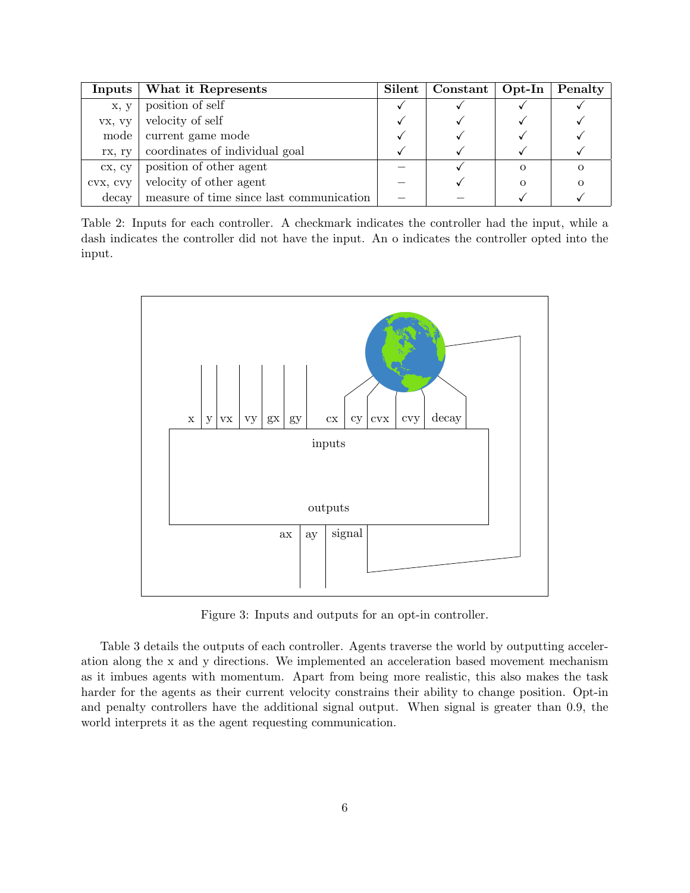| Inputs | What it Represents | Silent | Constant | Opt-In | Penalty |
|---|---|---|---|---|---|
| x, y | position of self | ✓ | ✓ | ✓ | ✓ |
| vx, vy | velocity of self | ✓ | ✓ | ✓ | ✓ |
| mode | current game mode | ✓ | ✓ | ✓ | ✓ |
| rx, ry | coordinates of individual goal | ✓ | ✓ | ✓ | ✓ |
| cx, cy | position of other agent | – | ✓ | o | o |
| cvx, cvy | velocity of other agent | – | ✓ | o | o |
| decay | measure of time since last communication | – | – | ✓ | ✓ |

Table 2: Inputs for each controller. A checkmark indicates the controller had the input, while a dash indicates the controller did not have the input. An o indicates the controller opted into the input.

Figure 3: Inputs and outputs for an opt-in controller.

Table 3 details the outputs of each controller. Agents traverse the world by outputting acceleration along the x and y directions. We implemented an acceleration based movement mechanism as it imbues agents with momentum. Apart from being more realistic, this also makes the task harder for the agents as their current velocity constrains their ability to change position. Opt-in and penalty controllers have the additional signal output. When signal is greater than 0.9, the world interprets it as the agent requesting communication.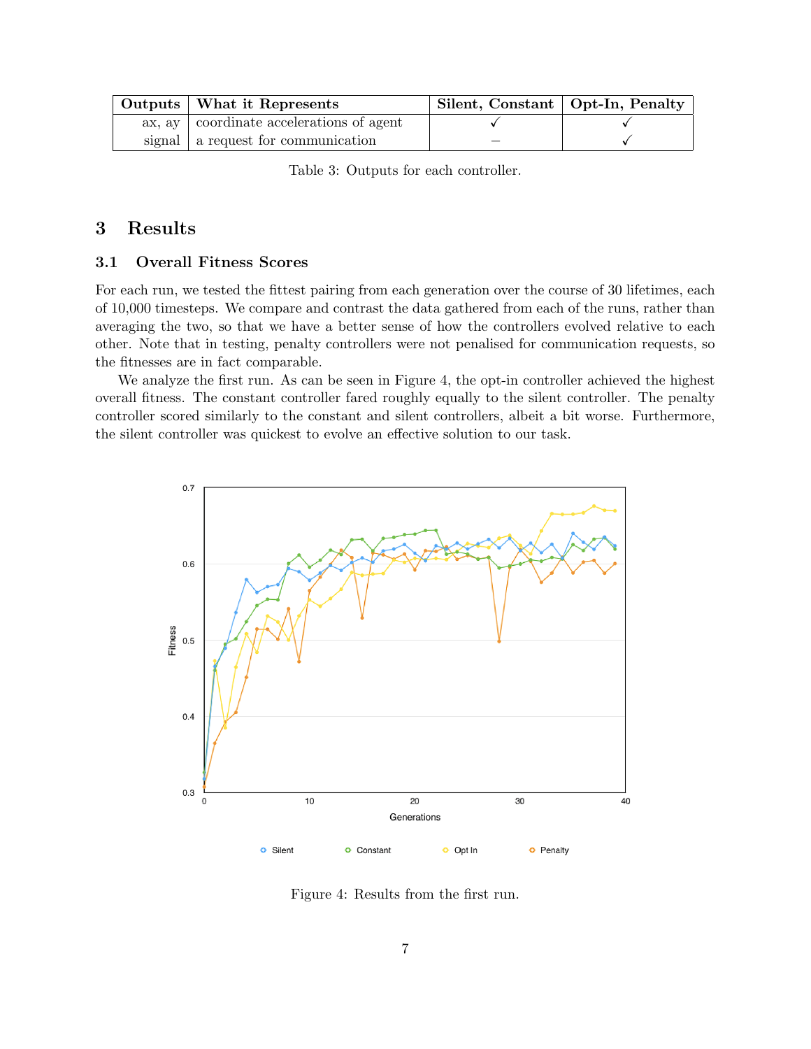| Outputs | What it Represents | Silent, Constant | Opt-In, Penalty |
|---|---|---|---|
| ax, ay | coordinate accelerations of agent | ✓ | ✓ |
| signal | a request for communication | – | ✓ |

Table 3: Outputs for each controller.

# 3 Results

## 3.1 Overall Fitness Scores

For each run, we tested the fittest pairing from each generation over the course of 30 lifetimes, each of 10,000 timesteps. We compare and contrast the data gathered from each of the runs, rather than averaging the two, so that we have a better sense of how the controllers evolved relative to each other. Note that in testing, penalty controllers were not penalised for communication requests, so the fitnesses are in fact comparable.

We analyze the first run. As can be seen in Figure 4, the opt-in controller achieved the highest overall fitness. The constant controller fared roughly equally to the silent controller. The penalty controller scored similarly to the constant and silent controllers, albeit a bit worse. Furthermore, the silent controller was quickest to evolve an effective solution to our task.

Figure 4: Results from the first run.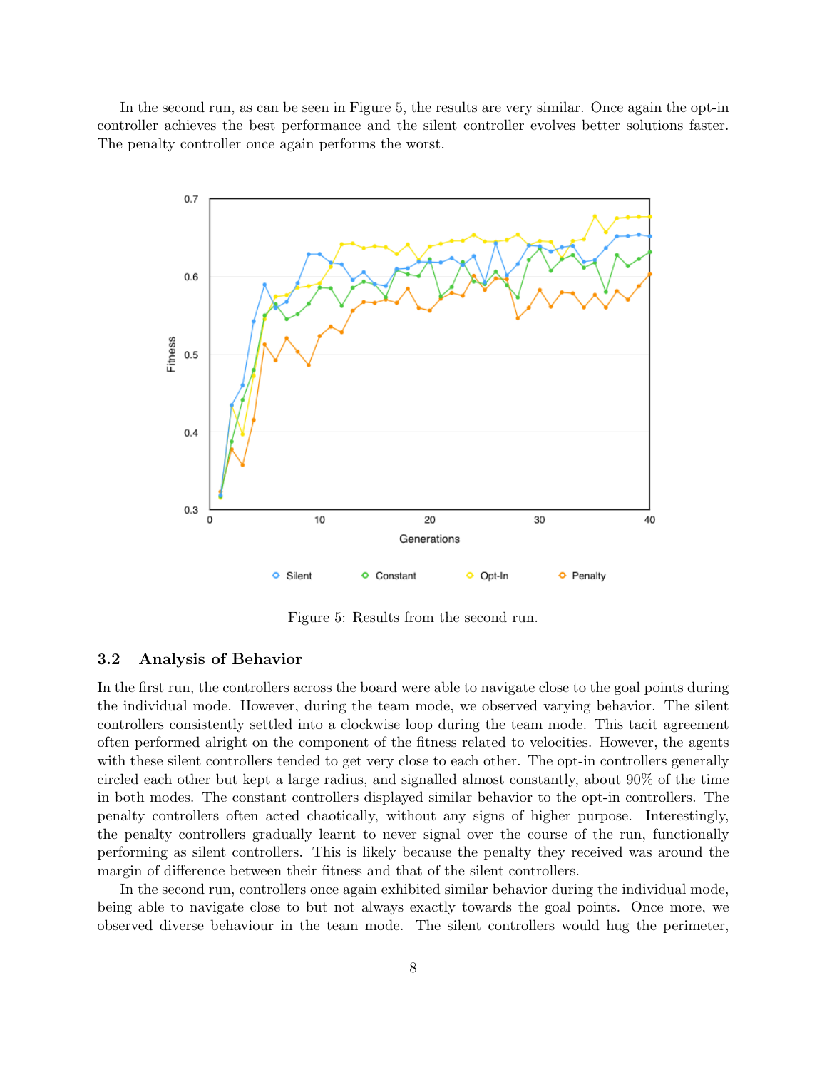In the second run, as can be seen in Figure 5, the results are very similar. Once again the opt-in controller achieves the best performance and the silent controller evolves better solutions faster. The penalty controller once again performs the worst.

Figure 5: Results from the second run.

### 3.2 Analysis of Behavior

In the first run, the controllers across the board were able to navigate close to the goal points during the individual mode. However, during the team mode, we observed varying behavior. The silent controllers consistently settled into a clockwise loop during the team mode. This tacit agreement often performed alright on the component of the fitness related to velocities. However, the agents with these silent controllers tended to get very close to each other. The opt-in controllers generally circled each other but kept a large radius, and signalled almost constantly, about 90% of the time in both modes. The constant controllers displayed similar behavior to the opt-in controllers. The penalty controllers often acted chaotically, without any signs of higher purpose. Interestingly, the penalty controllers gradually learnt to never signal over the course of the run, functionally performing as silent controllers. This is likely because the penalty they received was around the margin of difference between their fitness and that of the silent controllers.

In the second run, controllers once again exhibited similar behavior during the individual mode, being able to navigate close to but not always exactly towards the goal points. Once more, we observed diverse behaviour in the team mode. The silent controllers would hug the perimeter,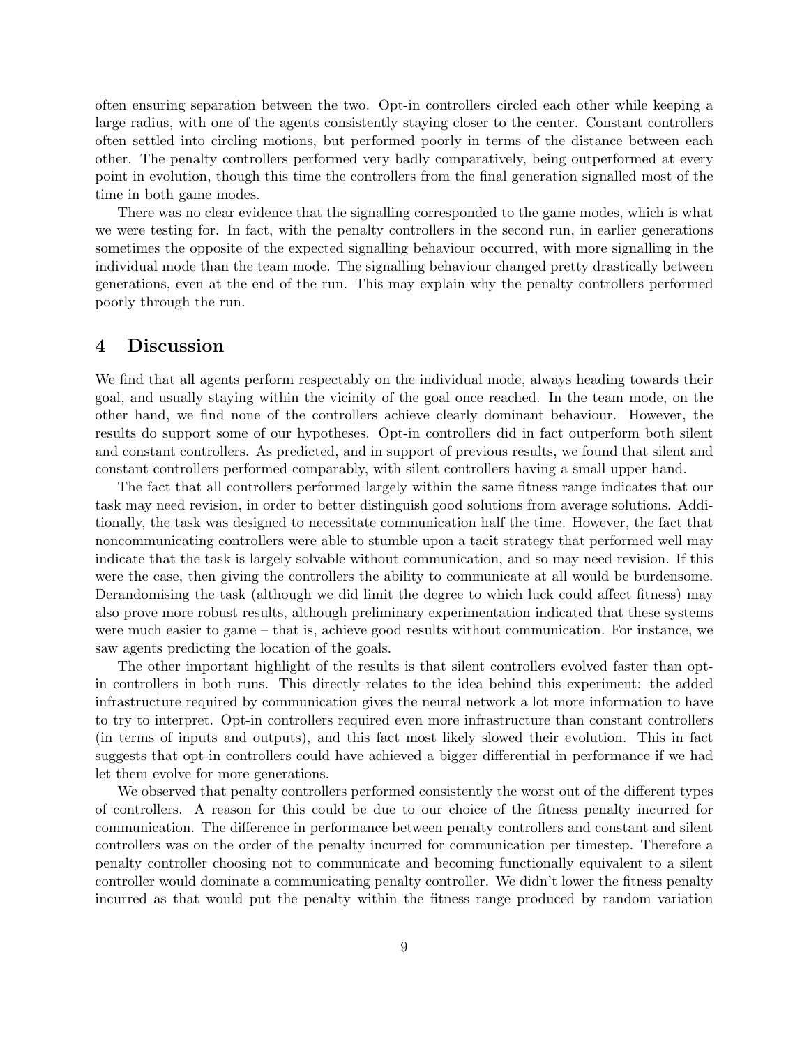often ensuring separation between the two. Opt-in controllers circled each other while keeping a large radius, with one of the agents consistently staying closer to the center. Constant controllers often settled into circling motions, but performed poorly in terms of the distance between each other. The penalty controllers performed very badly comparatively, being outperformed at every point in evolution, though this time the controllers from the final generation signalled most of the time in both game modes.

There was no clear evidence that the signalling corresponded to the game modes, which is what we were testing for. In fact, with the penalty controllers in the second run, in earlier generations sometimes the opposite of the expected signalling behaviour occurred, with more signalling in the individual mode than the team mode. The signalling behaviour changed pretty drastically between generations, even at the end of the run. This may explain why the penalty controllers performed poorly through the run.

## 4 Discussion

We find that all agents perform respectably on the individual mode, always heading towards their goal, and usually staying within the vicinity of the goal once reached. In the team mode, on the other hand, we find none of the controllers achieve clearly dominant behaviour. However, the results do support some of our hypotheses. Opt-in controllers did in fact outperform both silent and constant controllers. As predicted, and in support of previous results, we found that silent and constant controllers performed comparably, with silent controllers having a small upper hand.

The fact that all controllers performed largely within the same fitness range indicates that our task may need revision, in order to better distinguish good solutions from average solutions. Additionally, the task was designed to necessitate communication half the time. However, the fact that noncommunicating controllers were able to stumble upon a tacit strategy that performed well may indicate that the task is largely solvable without communication, and so may need revision. If this were the case, then giving the controllers the ability to communicate at all would be burdensome. Derandomising the task (although we did limit the degree to which luck could affect fitness) may also prove more robust results, although preliminary experimentation indicated that these systems were much easier to game – that is, achieve good results without communication. For instance, we saw agents predicting the location of the goals.

The other important highlight of the results is that silent controllers evolved faster than opt-in controllers in both runs. This directly relates to the idea behind this experiment: the added infrastructure required by communication gives the neural network a lot more information to have to try to interpret. Opt-in controllers required even more infrastructure than constant controllers (in terms of inputs and outputs), and this fact most likely slowed their evolution. This in fact suggests that opt-in controllers could have achieved a bigger differential in performance if we had let them evolve for more generations.

We observed that penalty controllers performed consistently the worst out of the different types of controllers. A reason for this could be due to our choice of the fitness penalty incurred for communication. The difference in performance between penalty controllers and constant and silent controllers was on the order of the penalty incurred for communication per timestep. Therefore a penalty controller choosing not to communicate and becoming functionally equivalent to a silent controller would dominate a communicating penalty controller. We didn't lower the fitness penalty incurred as that would put the penalty within the fitness range produced by random variation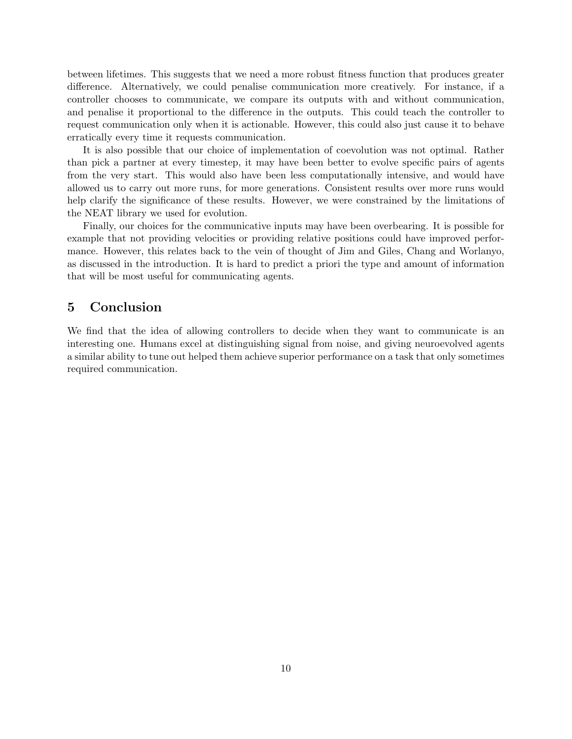between lifetimes. This suggests that we need a more robust fitness function that produces greater difference. Alternatively, we could penalise communication more creatively. For instance, if a controller chooses to communicate, we compare its outputs with and without communication, and penalise it proportional to the difference in the outputs. This could teach the controller to request communication only when it is actionable. However, this could also just cause it to behave erratically every time it requests communication.

It is also possible that our choice of implementation of coevolution was not optimal. Rather than pick a partner at every timestep, it may have been better to evolve specific pairs of agents from the very start. This would also have been less computationally intensive, and would have allowed us to carry out more runs, for more generations. Consistent results over more runs would help clarify the significance of these results. However, we were constrained by the limitations of the NEAT library we used for evolution.

Finally, our choices for the communicative inputs may have been overbearing. It is possible for example that not providing velocities or providing relative positions could have improved performance. However, this relates back to the vein of thought of Jim and Giles, Chang and Worlanyo, as discussed in the introduction. It is hard to predict a priori the type and amount of information that will be most useful for communicating agents.

## 5 Conclusion

We find that the idea of allowing controllers to decide when they want to communicate is an interesting one. Humans excel at distinguishing signal from noise, and giving neuroevolved agents a similar ability to tune out helped them achieve superior performance on a task that only sometimes required communication.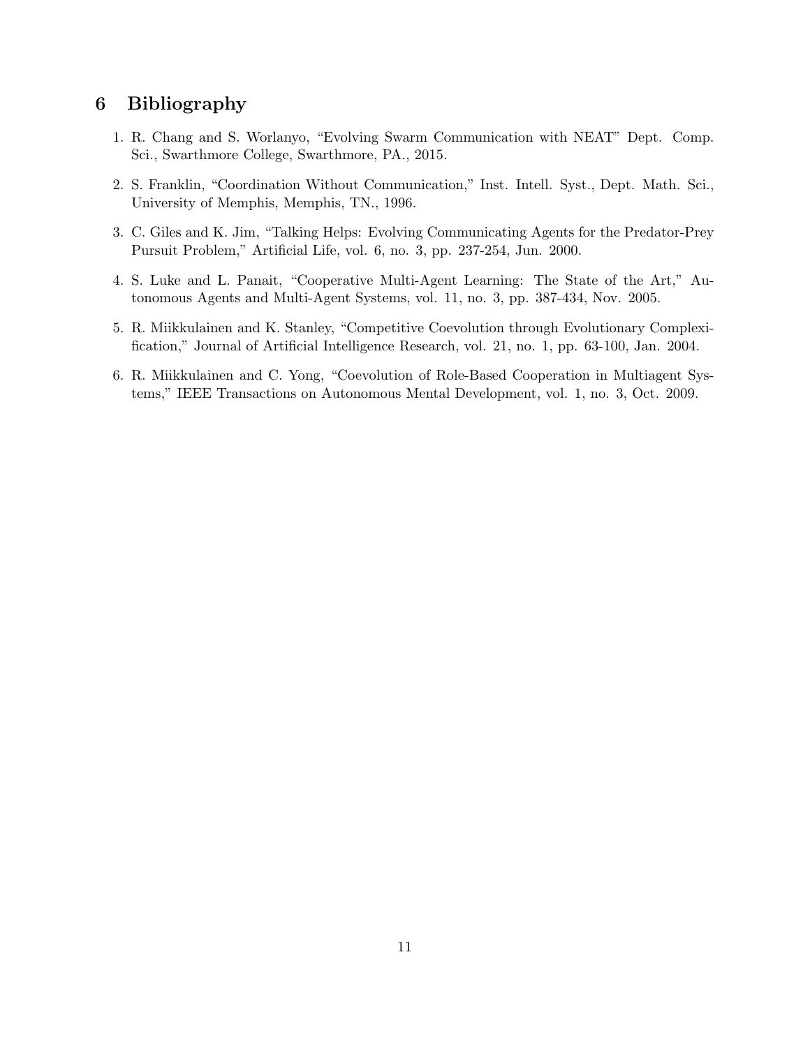## 6 Bibliography

1. R. Chang and S. Worlanyo, "Evolving Swarm Communication with NEAT" Dept. Comp. Sci., Swarthmore College, Swarthmore, PA., 2015.
2. S. Franklin, "Coordination Without Communication," Inst. Intell. Syst., Dept. Math. Sci., University of Memphis, Memphis, TN., 1996.
3. C. Giles and K. Jim, "Talking Helps: Evolving Communicating Agents for the Predator-Prey Pursuit Problem," Artificial Life, vol. 6, no. 3, pp. 237-254, Jun. 2000.
4. S. Luke and L. Panait, "Cooperative Multi-Agent Learning: The State of the Art," Autonomous Agents and Multi-Agent Systems, vol. 11, no. 3, pp. 387-434, Nov. 2005.
5. R. Miikkulainen and K. Stanley, "Competitive Coevolution through Evolutionary Complexification," Journal of Artificial Intelligence Research, vol. 21, no. 1, pp. 63-100, Jan. 2004.
6. R. Miikkulainen and C. Yong, "Coevolution of Role-Based Cooperation in Multiagent Systems," IEEE Transactions on Autonomous Mental Development, vol. 1, no. 3, Oct. 2009.